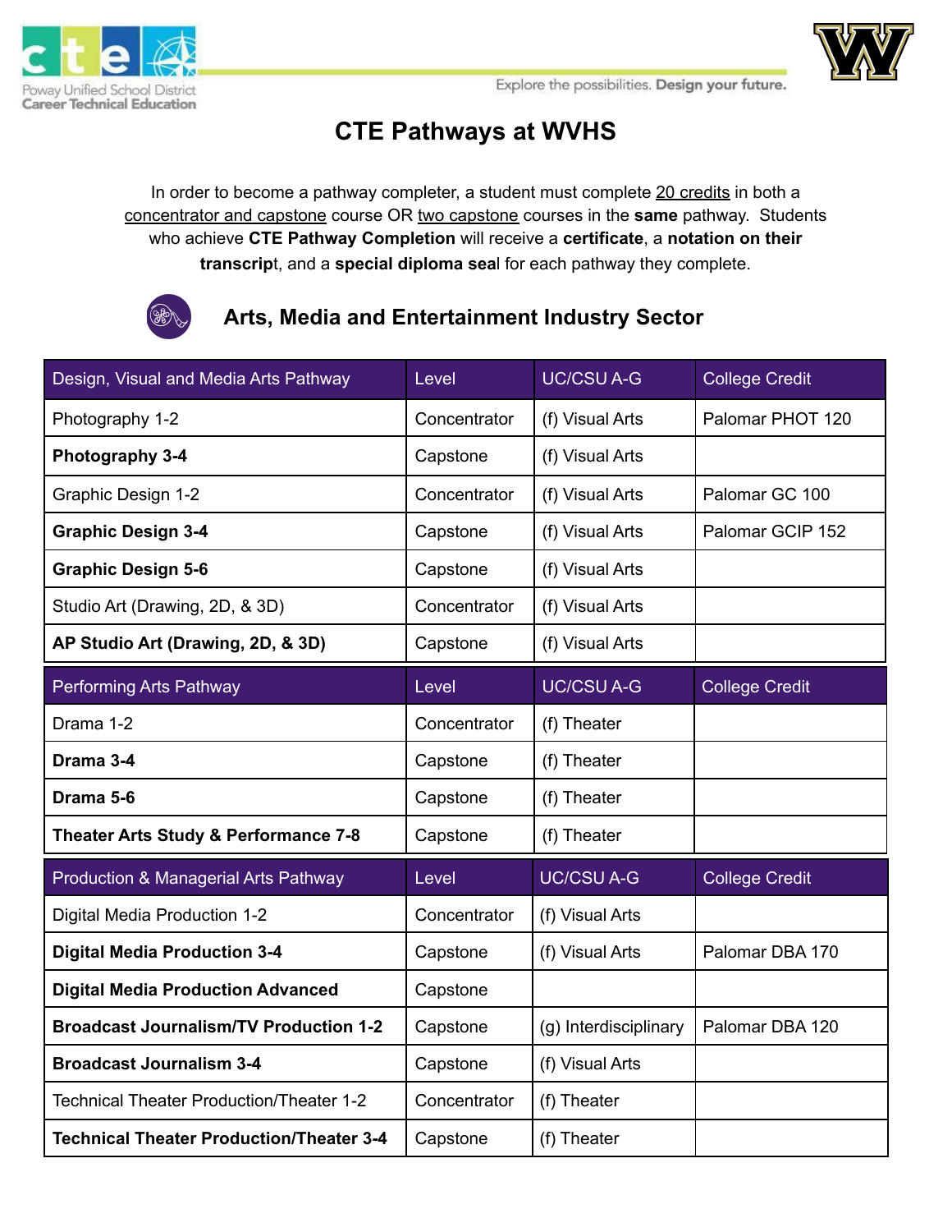Poway Unified School District
Career Technical Education

Explore the possibilities. **Design your future.**

# CTE Pathways at WVHS

In order to become a pathway completer, a student must complete 20 credits in both a concentrator and capstone course OR two capstone courses in the **same** pathway. Students who achieve **CTE Pathway Completion** will receive a **certificate**, a **notation on their transcrip**t, and a **special diploma sea**l for each pathway they complete.

## Arts, Media and Entertainment Industry Sector

| Design, Visual and Media Arts Pathway | Level | UC/CSU A-G | College Credit |
|---|---|---|---|
| Photography 1-2 | Concentrator | (f) Visual Arts | Palomar PHOT 120 |
| **Photography 3-4** | Capstone | (f) Visual Arts | |
| Graphic Design 1-2 | Concentrator | (f) Visual Arts | Palomar GC 100 |
| **Graphic Design 3-4** | Capstone | (f) Visual Arts | Palomar GCIP 152 |
| **Graphic Design 5-6** | Capstone | (f) Visual Arts | |
| Studio Art (Drawing, 2D, & 3D) | Concentrator | (f) Visual Arts | |
| **AP Studio Art (Drawing, 2D, & 3D)** | Capstone | (f) Visual Arts | |

| Performing Arts Pathway | Level | UC/CSU A-G | College Credit |
|---|---|---|---|
| Drama 1-2 | Concentrator | (f) Theater | |
| **Drama 3-4** | Capstone | (f) Theater | |
| **Drama 5-6** | Capstone | (f) Theater | |
| **Theater Arts Study & Performance 7-8** | Capstone | (f) Theater | |

| Production & Managerial Arts Pathway | Level | UC/CSU A-G | College Credit |
|---|---|---|---|
| Digital Media Production 1-2 | Concentrator | (f) Visual Arts | |
| **Digital Media Production 3-4** | Capstone | (f) Visual Arts | Palomar DBA 170 |
| **Digital Media Production Advanced** | Capstone | | |
| **Broadcast Journalism/TV Production 1-2** | Capstone | (g) Interdisciplinary | Palomar DBA 120 |
| **Broadcast Journalism 3-4** | Capstone | (f) Visual Arts | |
| Technical Theater Production/Theater 1-2 | Concentrator | (f) Theater | |
| **Technical Theater Production/Theater 3-4** | Capstone | (f) Theater | |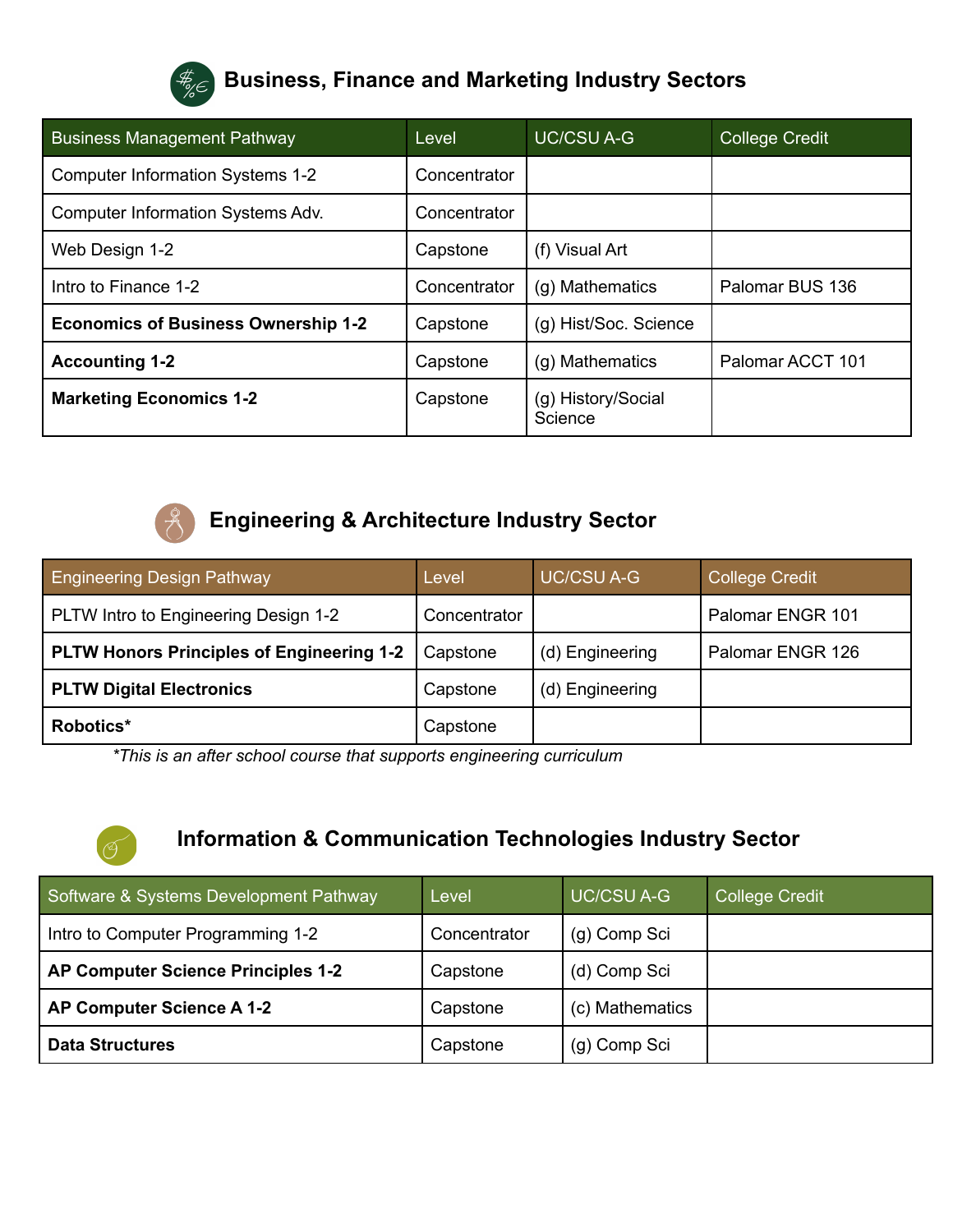## Business, Finance and Marketing Industry Sectors

| Business Management Pathway | Level | UC/CSU A-G | College Credit |
|---|---|---|---|
| Computer Information Systems 1-2 | Concentrator | | |
| Computer Information Systems Adv. | Concentrator | | |
| Web Design 1-2 | Capstone | (f) Visual Art | |
| Intro to Finance 1-2 | Concentrator | (g) Mathematics | Palomar BUS 136 |
| **Economics of Business Ownership 1-2** | Capstone | (g) Hist/Soc. Science | |
| **Accounting 1-2** | Capstone | (g) Mathematics | Palomar ACCT 101 |
| **Marketing Economics 1-2** | Capstone | (g) History/Social Science | |

## Engineering & Architecture Industry Sector

| Engineering Design Pathway | Level | UC/CSU A-G | College Credit |
|---|---|---|---|
| PLTW Intro to Engineering Design 1-2 | Concentrator | | Palomar ENGR 101 |
| **PLTW Honors Principles of Engineering 1-2** | Capstone | (d) Engineering | Palomar ENGR 126 |
| **PLTW Digital Electronics** | Capstone | (d) Engineering | |
| **Robotics*** | Capstone | | |

*\*This is an after school course that supports engineering curriculum*

## Information & Communication Technologies Industry Sector

| Software & Systems Development Pathway | Level | UC/CSU A-G | College Credit |
|---|---|---|---|
| Intro to Computer Programming 1-2 | Concentrator | (g) Comp Sci | |
| **AP Computer Science Principles 1-2** | Capstone | (d) Comp Sci | |
| **AP Computer Science A 1-2** | Capstone | (c) Mathematics | |
| **Data Structures** | Capstone | (g) Comp Sci | |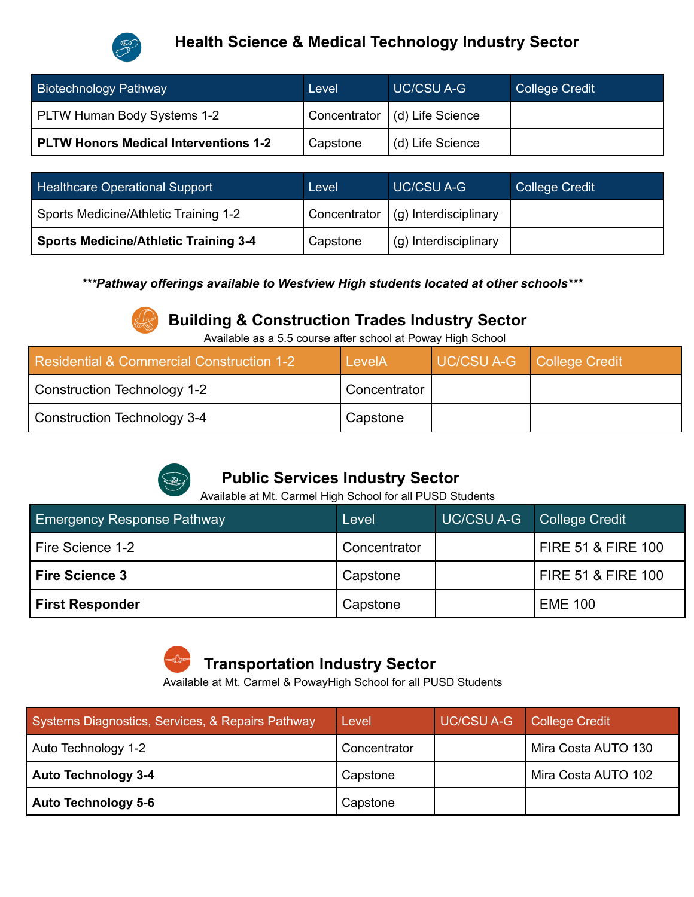## Health Science & Medical Technology Industry Sector

| Biotechnology Pathway | Level | UC/CSU A-G | College Credit |
|---|---|---|---|
| PLTW Human Body Systems 1-2 | Concentrator | (d) Life Science | |
| **PLTW Honors Medical Interventions 1-2** | Capstone | (d) Life Science | |

| Healthcare Operational Support | Level | UC/CSU A-G | College Credit |
|---|---|---|---|
| Sports Medicine/Athletic Training 1-2 | Concentrator | (g) Interdisciplinary | |
| **Sports Medicine/Athletic Training 3-4** | Capstone | (g) Interdisciplinary | |

***\*\*\*Pathway offerings available to Westview High students located at other schools\*\*\****

## Building & Construction Trades Industry Sector

Available as a 5.5 course after school at Poway High School

| Residential & Commercial Construction 1-2 | LevelA | UC/CSU A-G | College Credit |
|---|---|---|---|
| Construction Technology 1-2 | Concentrator | | |
| Construction Technology 3-4 | Capstone | | |

## Public Services Industry Sector

Available at Mt. Carmel High School for all PUSD Students

| Emergency Response Pathway | Level | UC/CSU A-G | College Credit |
|---|---|---|---|
| Fire Science 1-2 | Concentrator | | FIRE 51 & FIRE 100 |
| **Fire Science 3** | Capstone | | FIRE 51 & FIRE 100 |
| **First Responder** | Capstone | | EME 100 |

## Transportation Industry Sector

Available at Mt. Carmel & PowayHigh School for all PUSD Students

| Systems Diagnostics, Services, & Repairs Pathway | Level | UC/CSU A-G | College Credit |
|---|---|---|---|
| Auto Technology 1-2 | Concentrator | | Mira Costa AUTO 130 |
| **Auto Technology 3-4** | Capstone | | Mira Costa AUTO 102 |
| **Auto Technology 5-6** | Capstone | | |